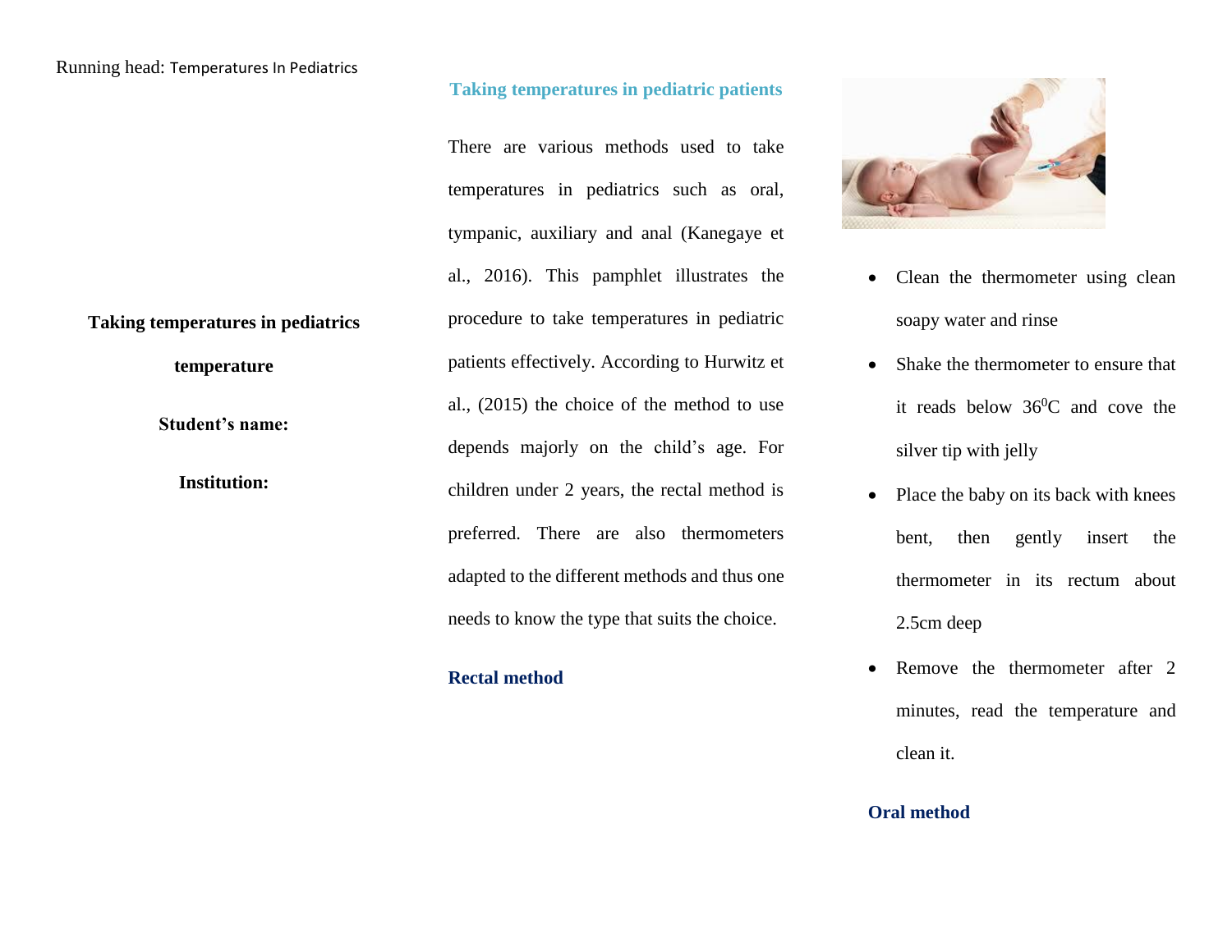**Taking temperatures in pediatrics temperature**

**Student's name:**

**Institution:**

## Taking temperatures in pediatric patients

There are various methods used to take temperatures in pediatrics such as oral, tympanic, auxiliary and anal (Kanegaye et al., 2016). This pamphlet illustrates the procedure to take temperatures in pediatric patients effectively. According to Hurwitz et al., (2015) the choice of the method to use depends majorly on the child's age. For children under 2 years, the rectal method is preferred. There are also thermometers adapted to the different methods and thus one needs to know the type that suits the choice.

### Rectal method

- Clean the thermometer using clean soapy water and rinse
- Shake the thermometer to ensure that it reads below 36$^0$C and cove the silver tip with jelly
- Place the baby on its back with knees bent, then gently insert the thermometer in its rectum about 2.5cm deep
- Remove the thermometer after 2 minutes, read the temperature and clean it.

### Oral method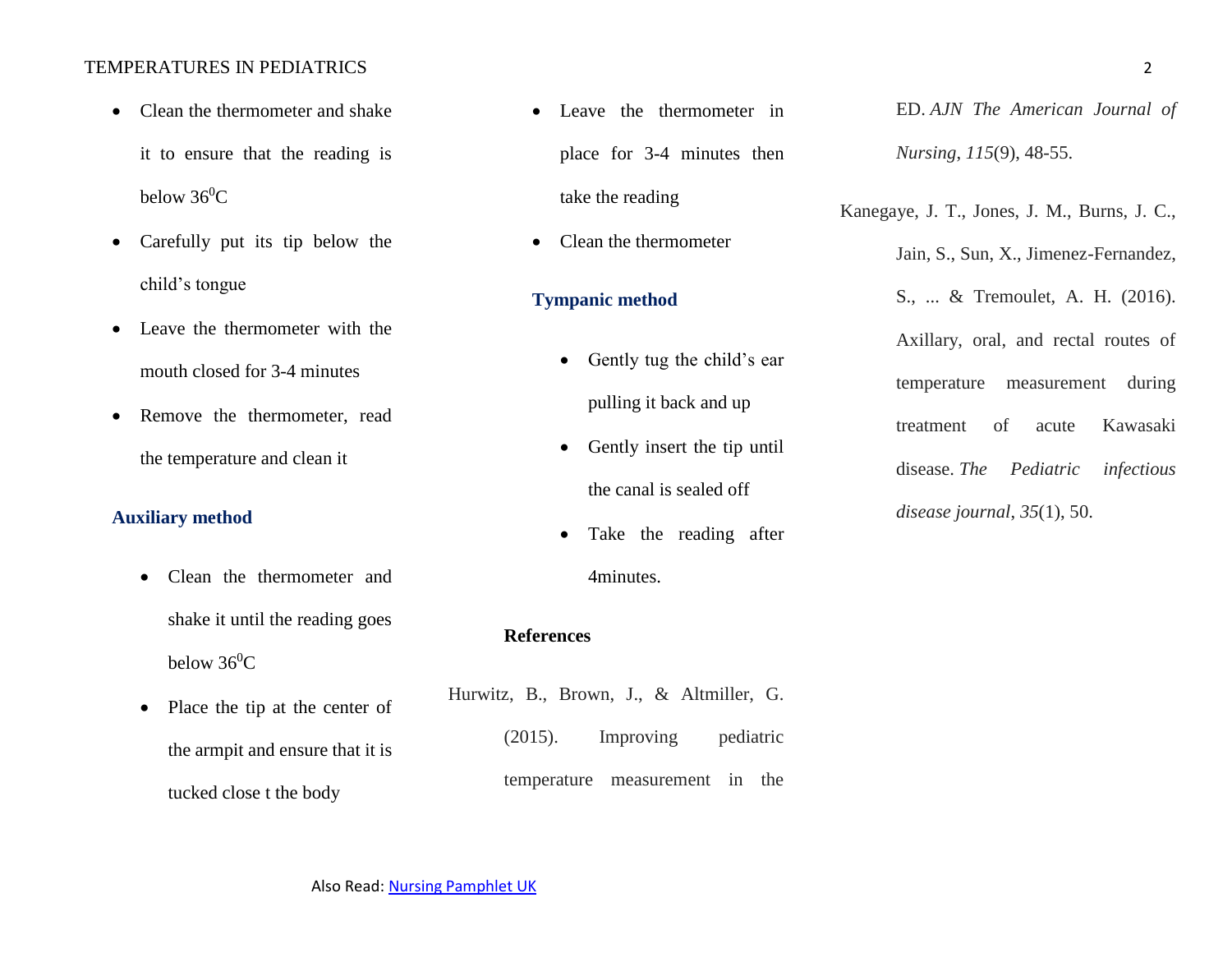- Clean the thermometer and shake it to ensure that the reading is below $36^0$C
- Carefully put its tip below the child's tongue
- Leave the thermometer with the mouth closed for 3-4 minutes
- Remove the thermometer, read the temperature and clean it

## Auxiliary method

- Clean the thermometer and shake it until the reading goes below $36^0$C
- Place the tip at the center of the armpit and ensure that it is tucked close t the body
- Leave the thermometer in place for 3-4 minutes then take the reading
- Clean the thermometer

## Tympanic method

- Gently tug the child's ear pulling it back and up
- Gently insert the tip until the canal is sealed off
- Take the reading after 4minutes.

## References

Hurwitz, B., Brown, J., & Altmiller, G. (2015). Improving pediatric temperature measurement in the ED. *AJN The American Journal of Nursing*, *115*(9), 48-55.

Kanegaye, J. T., Jones, J. M., Burns, J. C., Jain, S., Sun, X., Jimenez-Fernandez, S., ... & Tremoulet, A. H. (2016). Axillary, oral, and rectal routes of temperature measurement during treatment of acute Kawasaki disease. *The Pediatric infectious disease journal*, *35*(1), 50.

Also Read: [Nursing Pamphlet UK]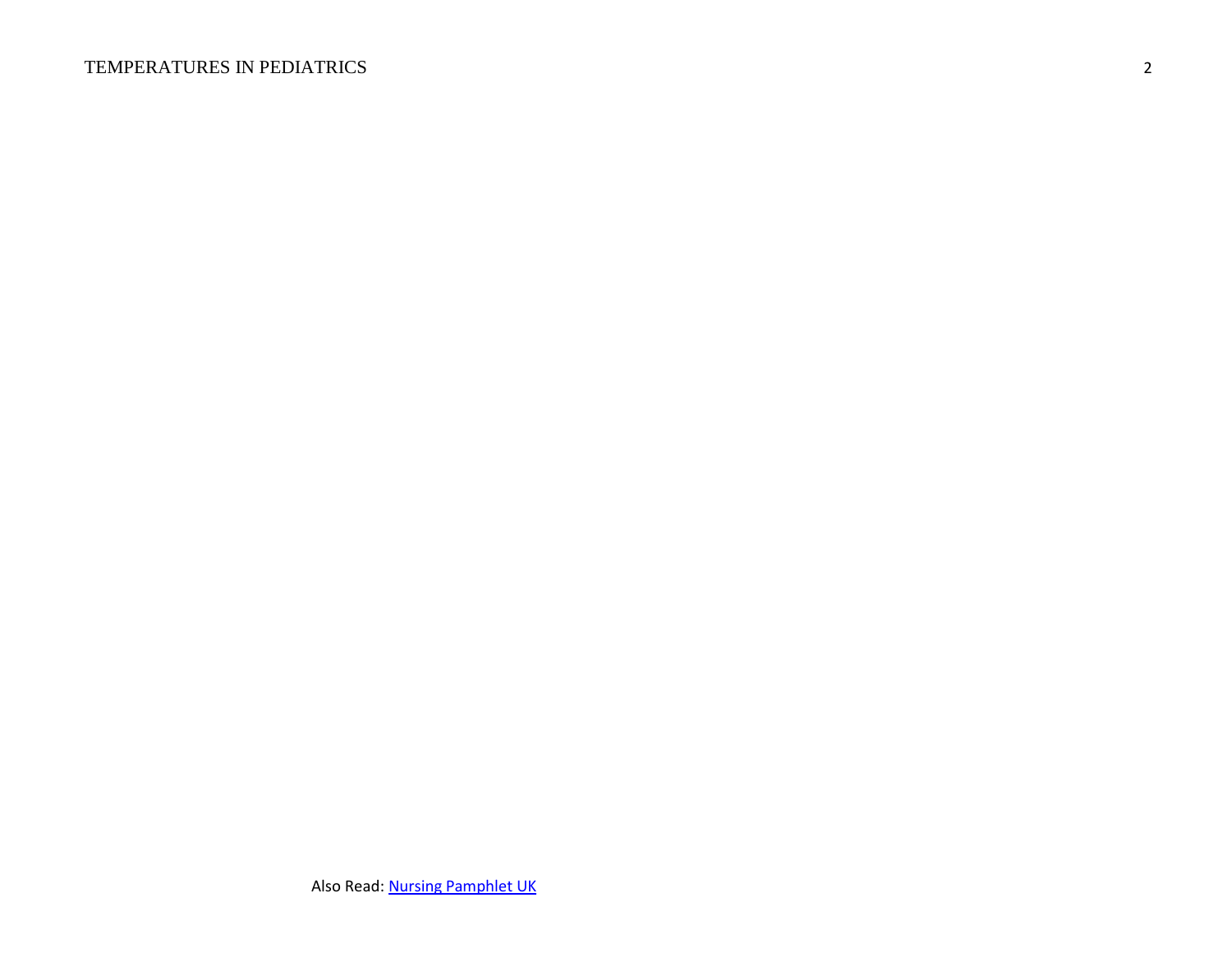Also Read: [Nursing Pamphlet UK]